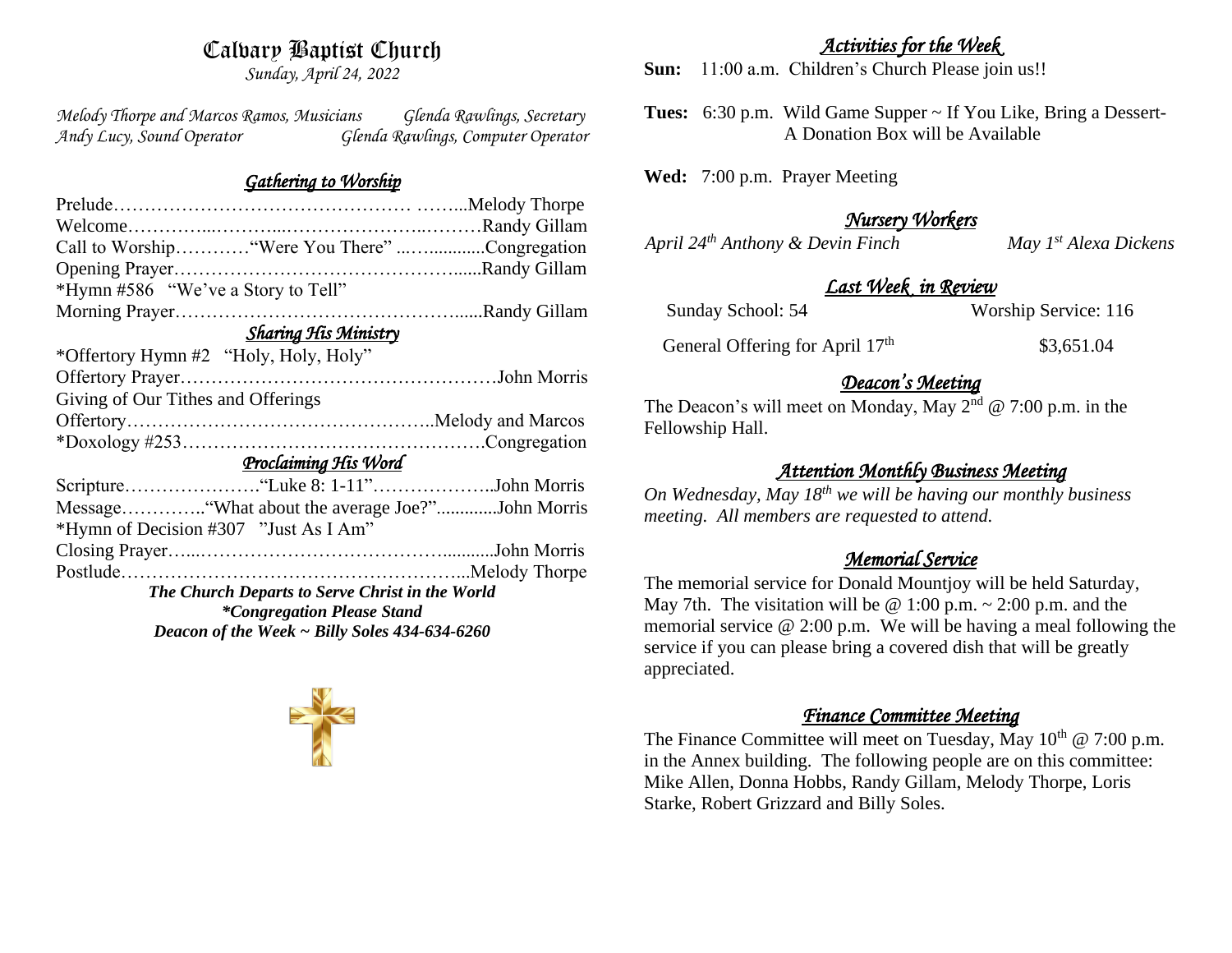# Calvary Baptist Church

*Sunday, April 24, 2022*

*Melody Thorpe and Marcos Ramos, Musicians* — *Glenda Rawlings, Secretary*
*Andy Lucy, Sound Operator* — *Glenda Rawlings, Computer Operator*

## *Gathering to Worship*

Prelude…………………………………………………Melody Thorpe
Welcome………………………………………………Randy Gillam
Call to Worship…………"Were You There" ……………Congregation
Opening Prayer…………………………………………Randy Gillam
*Hymn #586 "We've a Story to Tell"
Morning Prayer…………………………………………Randy Gillam

## *Sharing His Ministry*

*Offertory Hymn #2 "Holy, Holy, Holy"
Offertory Prayer…………………………………………John Morris
Giving of Our Tithes and Offerings
Offertory……………………………………………Melody and Marcos
*Doxology #253……………………………………………Congregation

## *Proclaiming His Word*

Scripture………………….."Luke 8: 1-11"……………….John Morris
Message…………."What about the average Joe?"…………John Morris
*Hymn of Decision #307 "Just As I Am"
Closing Prayer…………………………………………John Morris
Postlude…………………………………………………Melody Thorpe

***The Church Departs to Serve Christ in the World***
***\*Congregation Please Stand***
***Deacon of the Week ~ Billy Soles 434-634-6260***

## *Activities for the Week*

**Sun:** 11:00 a.m. Children's Church Please join us!!

**Tues:** 6:30 p.m. Wild Game Supper ~ If You Like, Bring a Dessert- A Donation Box will be Available

**Wed:** 7:00 p.m. Prayer Meeting

## *Nursery Workers*

*April 24th Anthony & Devin Finch* — *May 1st Alexa Dickens*

## *Last Week in Review*

Sunday School: 54 — Worship Service: 116

General Offering for April 17th — $3,651.04

## *Deacon's Meeting*

The Deacon's will meet on Monday, May 2nd @ 7:00 p.m. in the Fellowship Hall.

## *Attention Monthly Business Meeting*

*On Wednesday, May 18th we will be having our monthly business meeting. All members are requested to attend.*

## *Memorial Service*

The memorial service for Donald Mountjoy will be held Saturday, May 7th. The visitation will be @ 1:00 p.m. ~ 2:00 p.m. and the memorial service @ 2:00 p.m. We will be having a meal following the service if you can please bring a covered dish that will be greatly appreciated.

## *Finance Committee Meeting*

The Finance Committee will meet on Tuesday, May 10th @ 7:00 p.m. in the Annex building. The following people are on this committee: Mike Allen, Donna Hobbs, Randy Gillam, Melody Thorpe, Loris Starke, Robert Grizzard and Billy Soles.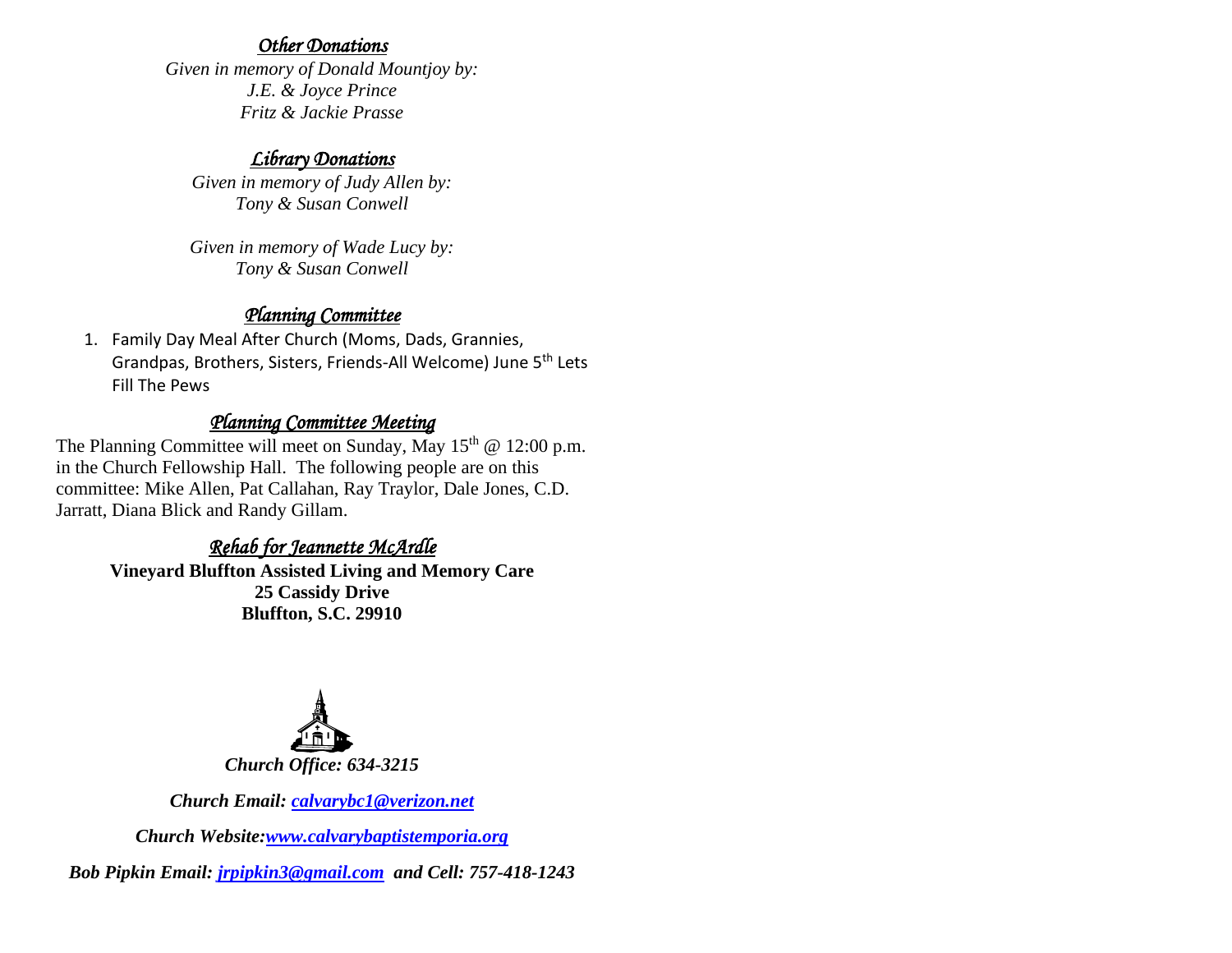## *Other Donations*

*Given in memory of Donald Mountjoy by:*
*J.E. & Joyce Prince*
*Fritz & Jackie Prasse*

## *Library Donations*

*Given in memory of Judy Allen by:*
*Tony & Susan Conwell*

*Given in memory of Wade Lucy by:*
*Tony & Susan Conwell*

## *Planning Committee*

1. Family Day Meal After Church (Moms, Dads, Grannies, Grandpas, Brothers, Sisters, Friends-All Welcome) June 5th Lets Fill The Pews

## *Planning Committee Meeting*

The Planning Committee will meet on Sunday, May 15th @ 12:00 p.m. in the Church Fellowship Hall. The following people are on this committee: Mike Allen, Pat Callahan, Ray Traylor, Dale Jones, C.D. Jarratt, Diana Blick and Randy Gillam.

## *Rehab for Jeannette McArdle*

**Vineyard Bluffton Assisted Living and Memory Care**
**25 Cassidy Drive**
**Bluffton, S.C. 29910**

***Church Office: 634-3215***

***Church Email: calvarybc1@verizon.net***

***Church Website:www.calvarybaptistemporia.org***

***Bob Pipkin Email: jrpipkin3@gmail.com and Cell: 757-418-1243***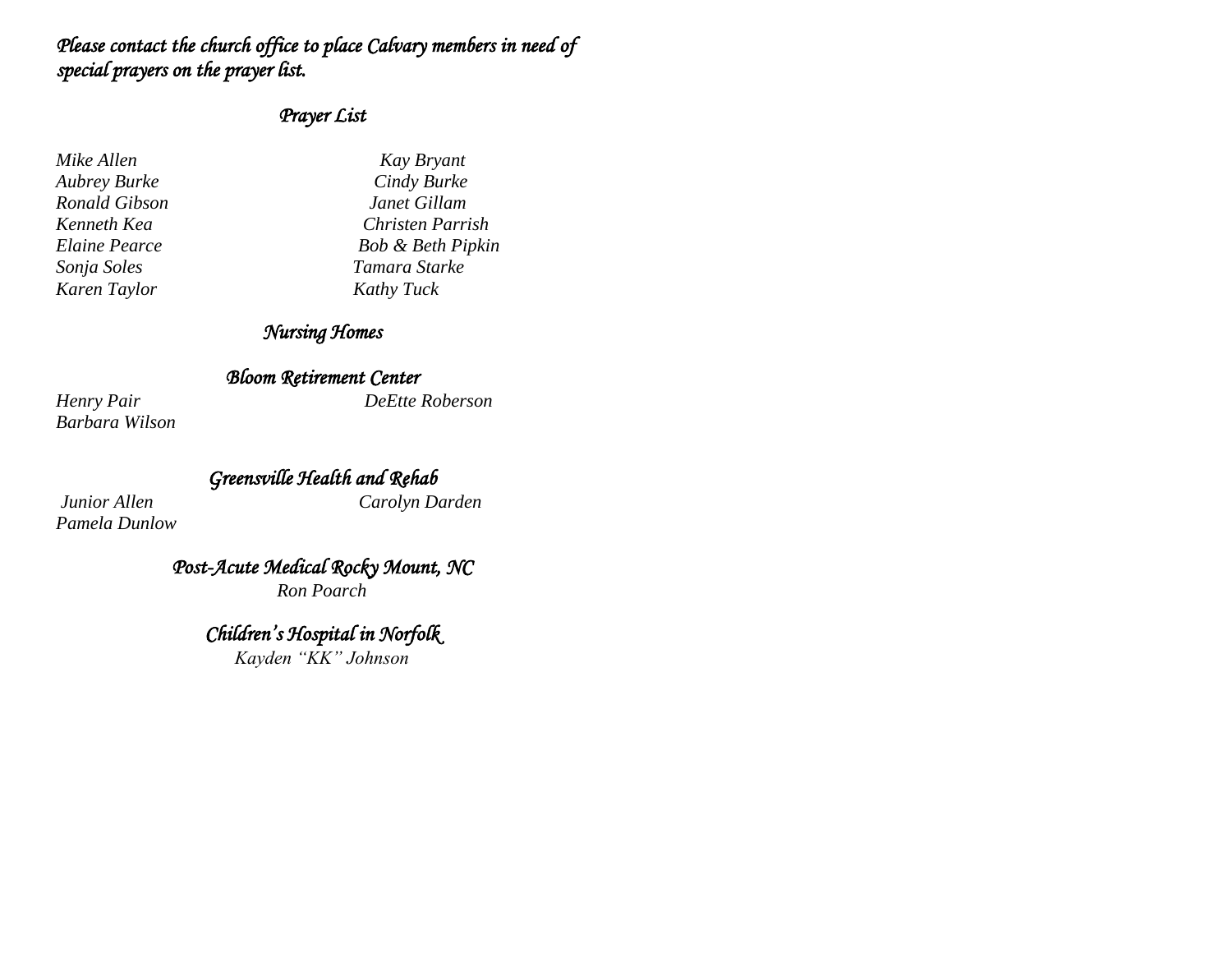*Please contact the church office to place Calvary members in need of special prayers on the prayer list.*

## *Prayer List*

*Mike Allen*
*Kay Bryant*
*Aubrey Burke*
*Cindy Burke*
*Ronald Gibson*
*Janet Gillam*
*Kenneth Kea*
*Christen Parrish*
*Elaine Pearce*
*Bob & Beth Pipkin*
*Sonja Soles*
*Tamara Starke*
*Karen Taylor*
*Kathy Tuck*

## *Nursing Homes*

### *Bloom Retirement Center*

*Henry Pair*
*DeEtte Roberson*
*Barbara Wilson*

### *Greensville Health and Rehab*

*Junior Allen*
*Carolyn Darden*
*Pamela Dunlow*

### *Post-Acute Medical Rocky Mount, NC*

*Ron Poarch*

### *Children's Hospital in Norfolk*

*Kayden "KK" Johnson*